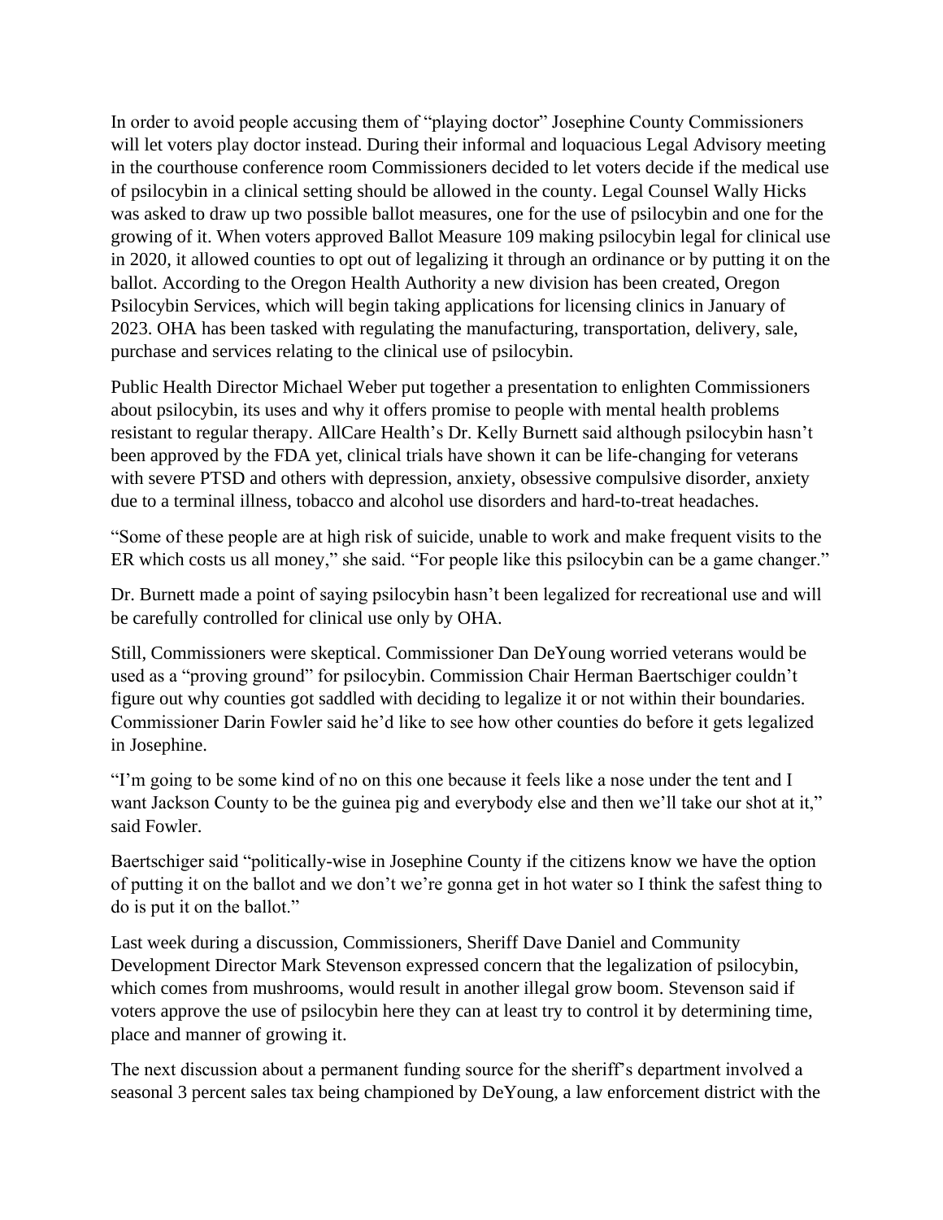In order to avoid people accusing them of "playing doctor" Josephine County Commissioners will let voters play doctor instead. During their informal and loquacious Legal Advisory meeting in the courthouse conference room Commissioners decided to let voters decide if the medical use of psilocybin in a clinical setting should be allowed in the county. Legal Counsel Wally Hicks was asked to draw up two possible ballot measures, one for the use of psilocybin and one for the growing of it. When voters approved Ballot Measure 109 making psilocybin legal for clinical use in 2020, it allowed counties to opt out of legalizing it through an ordinance or by putting it on the ballot. According to the Oregon Health Authority a new division has been created, Oregon Psilocybin Services, which will begin taking applications for licensing clinics in January of 2023. OHA has been tasked with regulating the manufacturing, transportation, delivery, sale, purchase and services relating to the clinical use of psilocybin.

Public Health Director Michael Weber put together a presentation to enlighten Commissioners about psilocybin, its uses and why it offers promise to people with mental health problems resistant to regular therapy. AllCare Health's Dr. Kelly Burnett said although psilocybin hasn't been approved by the FDA yet, clinical trials have shown it can be life-changing for veterans with severe PTSD and others with depression, anxiety, obsessive compulsive disorder, anxiety due to a terminal illness, tobacco and alcohol use disorders and hard-to-treat headaches.

"Some of these people are at high risk of suicide, unable to work and make frequent visits to the ER which costs us all money," she said. "For people like this psilocybin can be a game changer."

Dr. Burnett made a point of saying psilocybin hasn't been legalized for recreational use and will be carefully controlled for clinical use only by OHA.

Still, Commissioners were skeptical. Commissioner Dan DeYoung worried veterans would be used as a "proving ground" for psilocybin. Commission Chair Herman Baertschiger couldn't figure out why counties got saddled with deciding to legalize it or not within their boundaries. Commissioner Darin Fowler said he'd like to see how other counties do before it gets legalized in Josephine.

"I'm going to be some kind of no on this one because it feels like a nose under the tent and I want Jackson County to be the guinea pig and everybody else and then we'll take our shot at it," said Fowler.

Baertschiger said "politically-wise in Josephine County if the citizens know we have the option of putting it on the ballot and we don't we're gonna get in hot water so I think the safest thing to do is put it on the ballot."

Last week during a discussion, Commissioners, Sheriff Dave Daniel and Community Development Director Mark Stevenson expressed concern that the legalization of psilocybin, which comes from mushrooms, would result in another illegal grow boom. Stevenson said if voters approve the use of psilocybin here they can at least try to control it by determining time, place and manner of growing it.

The next discussion about a permanent funding source for the sheriff's department involved a seasonal 3 percent sales tax being championed by DeYoung, a law enforcement district with the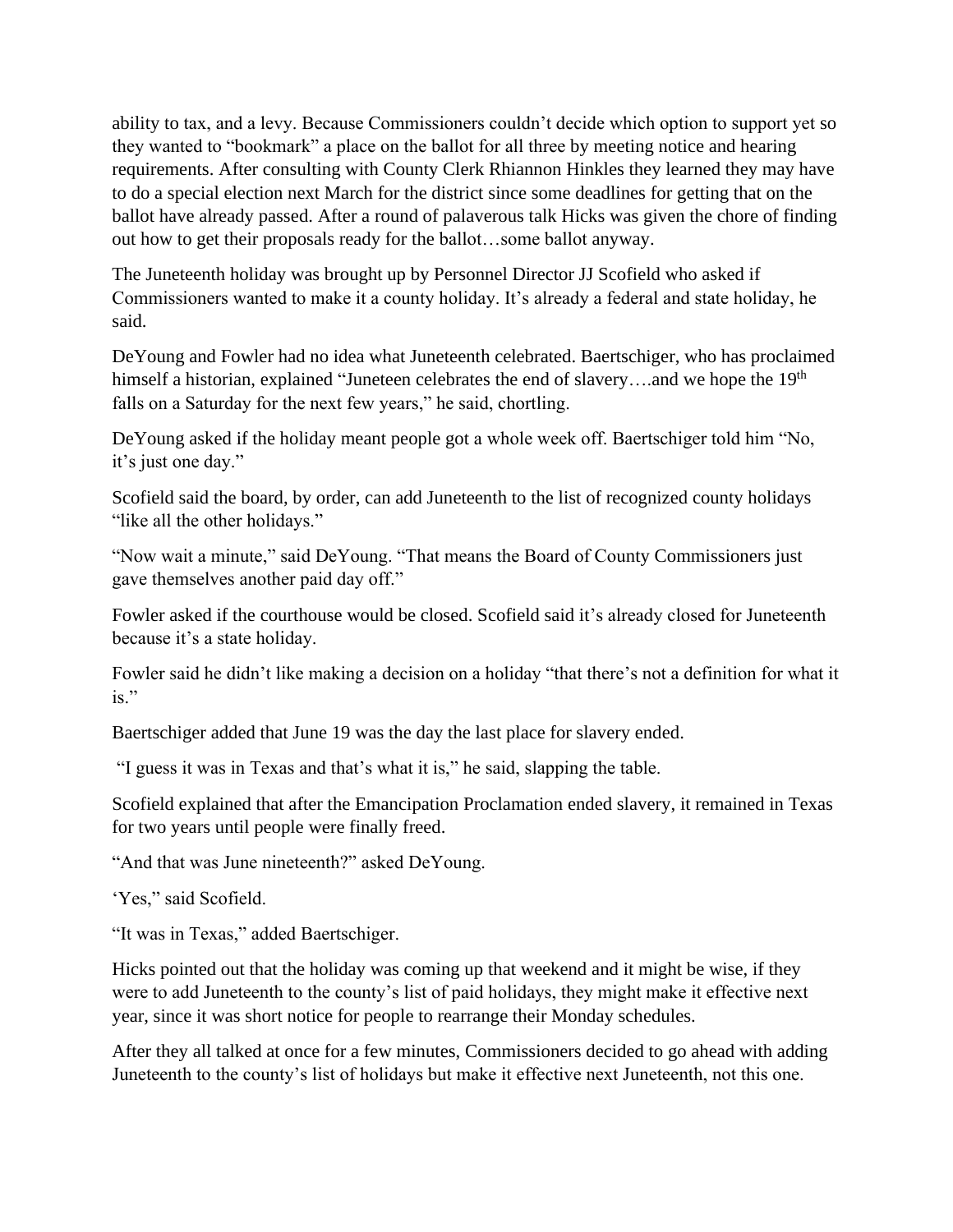ability to tax, and a levy. Because Commissioners couldn't decide which option to support yet so they wanted to "bookmark" a place on the ballot for all three by meeting notice and hearing requirements. After consulting with County Clerk Rhiannon Hinkles they learned they may have to do a special election next March for the district since some deadlines for getting that on the ballot have already passed. After a round of palaverous talk Hicks was given the chore of finding out how to get their proposals ready for the ballot…some ballot anyway.

The Juneteenth holiday was brought up by Personnel Director JJ Scofield who asked if Commissioners wanted to make it a county holiday. It's already a federal and state holiday, he said.

DeYoung and Fowler had no idea what Juneteenth celebrated. Baertschiger, who has proclaimed himself a historian, explained "Juneteen celebrates the end of slavery….and we hope the 19th falls on a Saturday for the next few years," he said, chortling.

DeYoung asked if the holiday meant people got a whole week off. Baertschiger told him "No, it's just one day."

Scofield said the board, by order, can add Juneteenth to the list of recognized county holidays "like all the other holidays."

"Now wait a minute," said DeYoung. "That means the Board of County Commissioners just gave themselves another paid day off."

Fowler asked if the courthouse would be closed. Scofield said it's already closed for Juneteenth because it's a state holiday.

Fowler said he didn't like making a decision on a holiday "that there's not a definition for what it is."

Baertschiger added that June 19 was the day the last place for slavery ended.

"I guess it was in Texas and that's what it is," he said, slapping the table.

Scofield explained that after the Emancipation Proclamation ended slavery, it remained in Texas for two years until people were finally freed.

"And that was June nineteenth?" asked DeYoung.

'Yes," said Scofield.

"It was in Texas," added Baertschiger.

Hicks pointed out that the holiday was coming up that weekend and it might be wise, if they were to add Juneteenth to the county's list of paid holidays, they might make it effective next year, since it was short notice for people to rearrange their Monday schedules.

After they all talked at once for a few minutes, Commissioners decided to go ahead with adding Juneteenth to the county's list of holidays but make it effective next Juneteenth, not this one.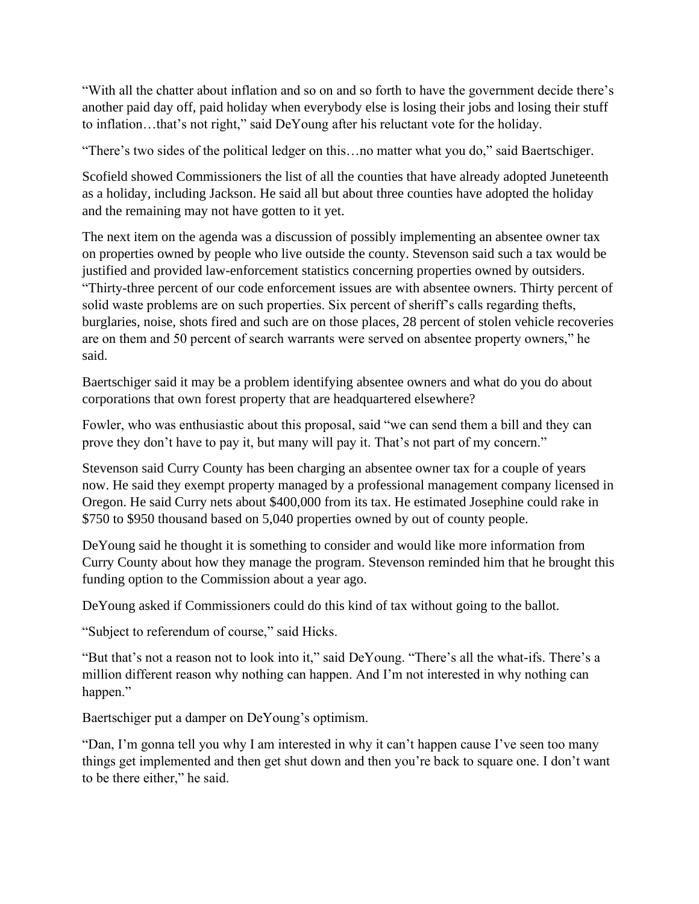"With all the chatter about inflation and so on and so forth to have the government decide there's another paid day off, paid holiday when everybody else is losing their jobs and losing their stuff to inflation…that's not right," said DeYoung after his reluctant vote for the holiday.

"There's two sides of the political ledger on this…no matter what you do," said Baertschiger.

Scofield showed Commissioners the list of all the counties that have already adopted Juneteenth as a holiday, including Jackson. He said all but about three counties have adopted the holiday and the remaining may not have gotten to it yet.

The next item on the agenda was a discussion of possibly implementing an absentee owner tax on properties owned by people who live outside the county. Stevenson said such a tax would be justified and provided law-enforcement statistics concerning properties owned by outsiders. "Thirty-three percent of our code enforcement issues are with absentee owners. Thirty percent of solid waste problems are on such properties. Six percent of sheriff's calls regarding thefts, burglaries, noise, shots fired and such are on those places, 28 percent of stolen vehicle recoveries are on them and 50 percent of search warrants were served on absentee property owners," he said.

Baertschiger said it may be a problem identifying absentee owners and what do you do about corporations that own forest property that are headquartered elsewhere?

Fowler, who was enthusiastic about this proposal, said "we can send them a bill and they can prove they don't have to pay it, but many will pay it. That's not part of my concern."

Stevenson said Curry County has been charging an absentee owner tax for a couple of years now. He said they exempt property managed by a professional management company licensed in Oregon. He said Curry nets about $400,000 from its tax. He estimated Josephine could rake in $750 to $950 thousand based on 5,040 properties owned by out of county people.

DeYoung said he thought it is something to consider and would like more information from Curry County about how they manage the program. Stevenson reminded him that he brought this funding option to the Commission about a year ago.

DeYoung asked if Commissioners could do this kind of tax without going to the ballot.

"Subject to referendum of course," said Hicks.

"But that's not a reason not to look into it," said DeYoung. "There's all the what-ifs. There's a million different reason why nothing can happen. And I'm not interested in why nothing can happen."

Baertschiger put a damper on DeYoung's optimism.

"Dan, I'm gonna tell you why I am interested in why it can't happen cause I've seen too many things get implemented and then get shut down and then you're back to square one. I don't want to be there either," he said.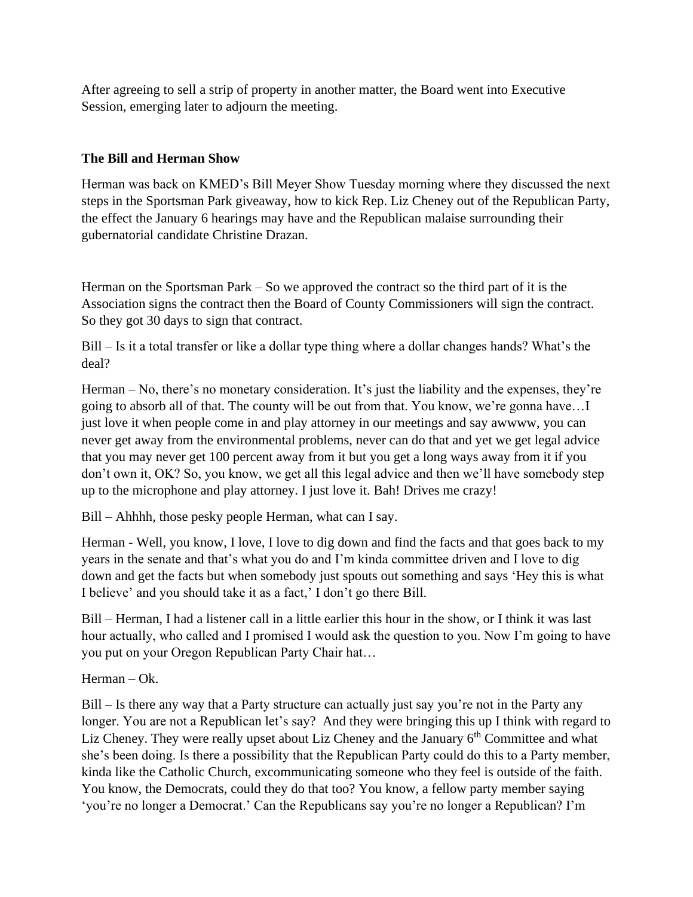After agreeing to sell a strip of property in another matter, the Board went into Executive Session, emerging later to adjourn the meeting.

**The Bill and Herman Show**

Herman was back on KMED's Bill Meyer Show Tuesday morning where they discussed the next steps in the Sportsman Park giveaway, how to kick Rep. Liz Cheney out of the Republican Party, the effect the January 6 hearings may have and the Republican malaise surrounding their gubernatorial candidate Christine Drazan.

Herman on the Sportsman Park – So we approved the contract so the third part of it is the Association signs the contract then the Board of County Commissioners will sign the contract. So they got 30 days to sign that contract.

Bill – Is it a total transfer or like a dollar type thing where a dollar changes hands? What's the deal?

Herman – No, there's no monetary consideration. It's just the liability and the expenses, they're going to absorb all of that. The county will be out from that. You know, we're gonna have…I just love it when people come in and play attorney in our meetings and say awwww, you can never get away from the environmental problems, never can do that and yet we get legal advice that you may never get 100 percent away from it but you get a long ways away from it if you don't own it, OK? So, you know, we get all this legal advice and then we'll have somebody step up to the microphone and play attorney. I just love it. Bah! Drives me crazy!

Bill – Ahhhh, those pesky people Herman, what can I say.

Herman - Well, you know, I love, I love to dig down and find the facts and that goes back to my years in the senate and that's what you do and I'm kinda committee driven and I love to dig down and get the facts but when somebody just spouts out something and says 'Hey this is what I believe' and you should take it as a fact,' I don't go there Bill.

Bill – Herman, I had a listener call in a little earlier this hour in the show, or I think it was last hour actually, who called and I promised I would ask the question to you. Now I'm going to have you put on your Oregon Republican Party Chair hat…

Herman – Ok.

Bill – Is there any way that a Party structure can actually just say you're not in the Party any longer. You are not a Republican let's say? And they were bringing this up I think with regard to Liz Cheney. They were really upset about Liz Cheney and the January 6th Committee and what she's been doing. Is there a possibility that the Republican Party could do this to a Party member, kinda like the Catholic Church, excommunicating someone who they feel is outside of the faith. You know, the Democrats, could they do that too? You know, a fellow party member saying 'you're no longer a Democrat.' Can the Republicans say you're no longer a Republican? I'm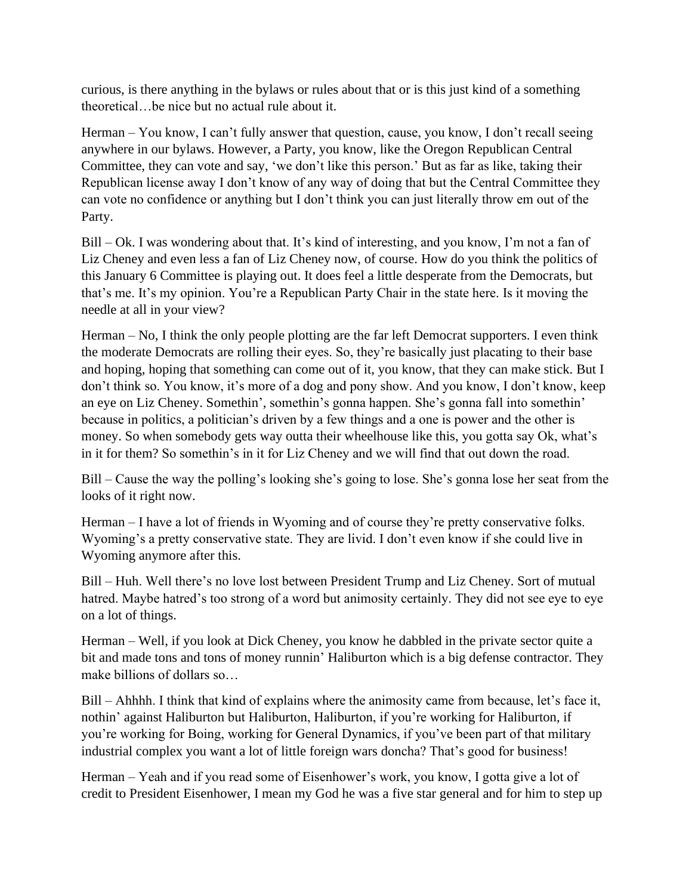curious, is there anything in the bylaws or rules about that or is this just kind of a something theoretical…be nice but no actual rule about it.

Herman – You know, I can't fully answer that question, cause, you know, I don't recall seeing anywhere in our bylaws. However, a Party, you know, like the Oregon Republican Central Committee, they can vote and say, 'we don't like this person.' But as far as like, taking their Republican license away I don't know of any way of doing that but the Central Committee they can vote no confidence or anything but I don't think you can just literally throw em out of the Party.

Bill – Ok. I was wondering about that. It's kind of interesting, and you know, I'm not a fan of Liz Cheney and even less a fan of Liz Cheney now, of course. How do you think the politics of this January 6 Committee is playing out. It does feel a little desperate from the Democrats, but that's me. It's my opinion. You're a Republican Party Chair in the state here. Is it moving the needle at all in your view?

Herman – No, I think the only people plotting are the far left Democrat supporters. I even think the moderate Democrats are rolling their eyes. So, they're basically just placating to their base and hoping, hoping that something can come out of it, you know, that they can make stick. But I don't think so. You know, it's more of a dog and pony show. And you know, I don't know, keep an eye on Liz Cheney. Somethin', somethin's gonna happen. She's gonna fall into somethin' because in politics, a politician's driven by a few things and a one is power and the other is money. So when somebody gets way outta their wheelhouse like this, you gotta say Ok, what's in it for them? So somethin's in it for Liz Cheney and we will find that out down the road.

Bill – Cause the way the polling's looking she's going to lose. She's gonna lose her seat from the looks of it right now.

Herman – I have a lot of friends in Wyoming and of course they're pretty conservative folks. Wyoming's a pretty conservative state. They are livid. I don't even know if she could live in Wyoming anymore after this.

Bill – Huh. Well there's no love lost between President Trump and Liz Cheney. Sort of mutual hatred. Maybe hatred's too strong of a word but animosity certainly. They did not see eye to eye on a lot of things.

Herman – Well, if you look at Dick Cheney, you know he dabbled in the private sector quite a bit and made tons and tons of money runnin' Haliburton which is a big defense contractor. They make billions of dollars so…

Bill – Ahhhh. I think that kind of explains where the animosity came from because, let's face it, nothin' against Haliburton but Haliburton, Haliburton, if you're working for Haliburton, if you're working for Boing, working for General Dynamics, if you've been part of that military industrial complex you want a lot of little foreign wars doncha? That's good for business!

Herman – Yeah and if you read some of Eisenhower's work, you know, I gotta give a lot of credit to President Eisenhower, I mean my God he was a five star general and for him to step up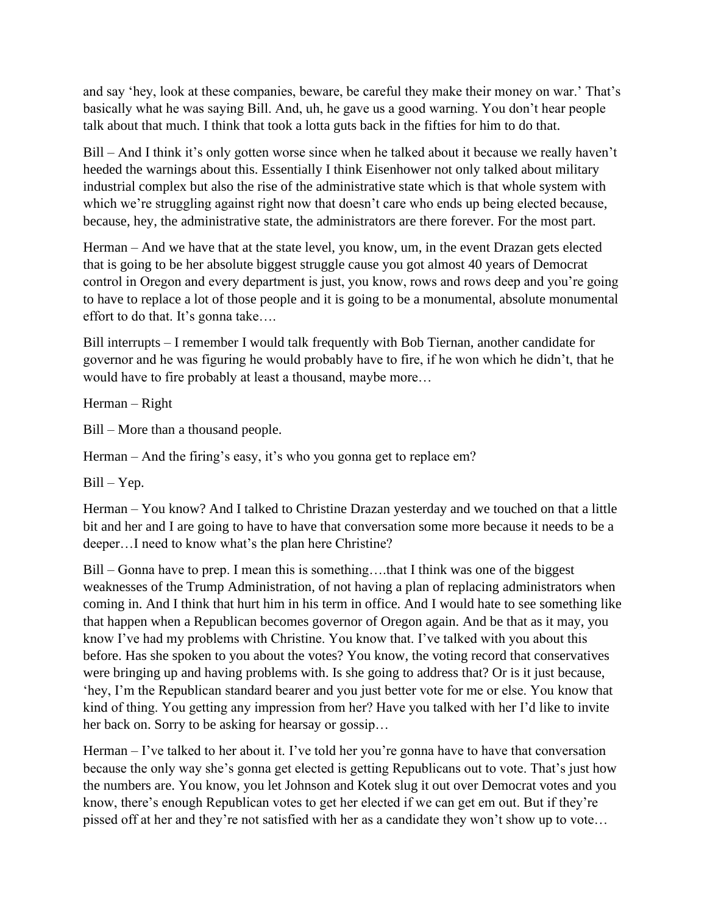and say 'hey, look at these companies, beware, be careful they make their money on war.' That's basically what he was saying Bill. And, uh, he gave us a good warning. You don't hear people talk about that much. I think that took a lotta guts back in the fifties for him to do that.

Bill – And I think it's only gotten worse since when he talked about it because we really haven't heeded the warnings about this. Essentially I think Eisenhower not only talked about military industrial complex but also the rise of the administrative state which is that whole system with which we're struggling against right now that doesn't care who ends up being elected because, because, hey, the administrative state, the administrators are there forever. For the most part.

Herman – And we have that at the state level, you know, um, in the event Drazan gets elected that is going to be her absolute biggest struggle cause you got almost 40 years of Democrat control in Oregon and every department is just, you know, rows and rows deep and you're going to have to replace a lot of those people and it is going to be a monumental, absolute monumental effort to do that. It's gonna take….

Bill interrupts – I remember I would talk frequently with Bob Tiernan, another candidate for governor and he was figuring he would probably have to fire, if he won which he didn't, that he would have to fire probably at least a thousand, maybe more…

Herman – Right

Bill – More than a thousand people.

Herman – And the firing's easy, it's who you gonna get to replace em?

Bill – Yep.

Herman – You know? And I talked to Christine Drazan yesterday and we touched on that a little bit and her and I are going to have to have that conversation some more because it needs to be a deeper…I need to know what's the plan here Christine?

Bill – Gonna have to prep. I mean this is something….that I think was one of the biggest weaknesses of the Trump Administration, of not having a plan of replacing administrators when coming in. And I think that hurt him in his term in office. And I would hate to see something like that happen when a Republican becomes governor of Oregon again. And be that as it may, you know I've had my problems with Christine. You know that. I've talked with you about this before. Has she spoken to you about the votes? You know, the voting record that conservatives were bringing up and having problems with. Is she going to address that? Or is it just because, 'hey, I'm the Republican standard bearer and you just better vote for me or else. You know that kind of thing. You getting any impression from her? Have you talked with her I'd like to invite her back on. Sorry to be asking for hearsay or gossip…

Herman – I've talked to her about it. I've told her you're gonna have to have that conversation because the only way she's gonna get elected is getting Republicans out to vote. That's just how the numbers are. You know, you let Johnson and Kotek slug it out over Democrat votes and you know, there's enough Republican votes to get her elected if we can get em out. But if they're pissed off at her and they're not satisfied with her as a candidate they won't show up to vote…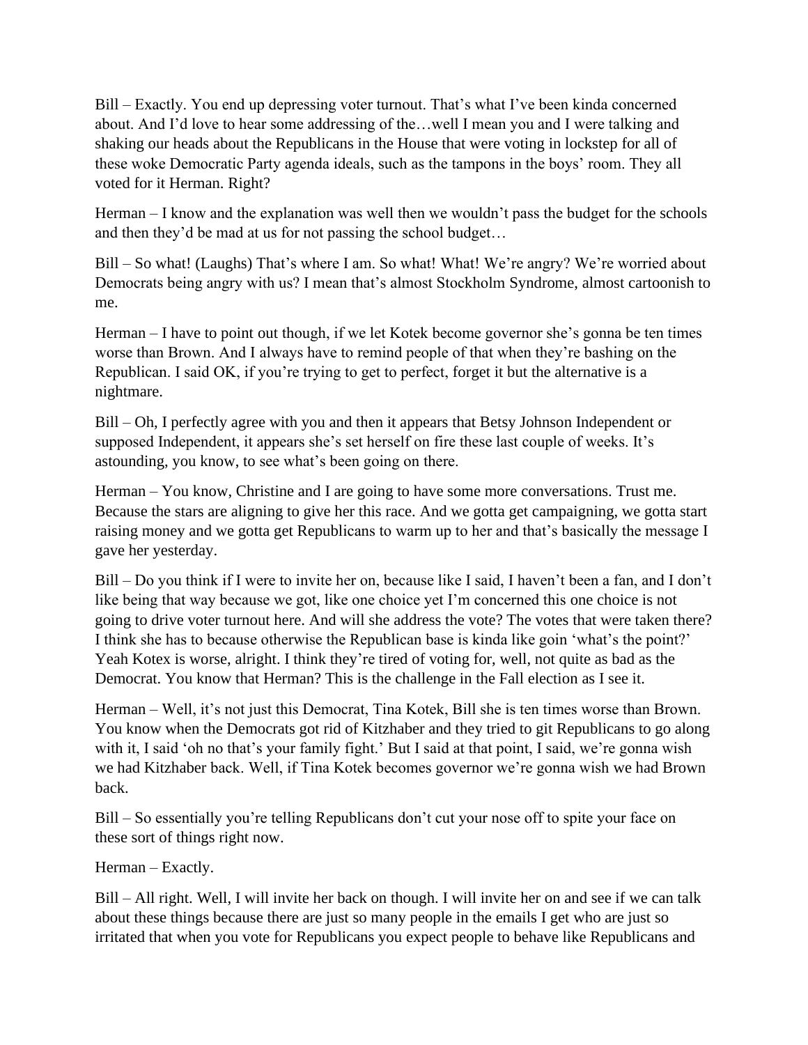Bill – Exactly. You end up depressing voter turnout. That's what I've been kinda concerned about. And I'd love to hear some addressing of the…well I mean you and I were talking and shaking our heads about the Republicans in the House that were voting in lockstep for all of these woke Democratic Party agenda ideals, such as the tampons in the boys' room. They all voted for it Herman. Right?

Herman – I know and the explanation was well then we wouldn't pass the budget for the schools and then they'd be mad at us for not passing the school budget…

Bill – So what! (Laughs) That's where I am. So what! What! We're angry? We're worried about Democrats being angry with us? I mean that's almost Stockholm Syndrome, almost cartoonish to me.

Herman – I have to point out though, if we let Kotek become governor she's gonna be ten times worse than Brown. And I always have to remind people of that when they're bashing on the Republican. I said OK, if you're trying to get to perfect, forget it but the alternative is a nightmare.

Bill – Oh, I perfectly agree with you and then it appears that Betsy Johnson Independent or supposed Independent, it appears she's set herself on fire these last couple of weeks. It's astounding, you know, to see what's been going on there.

Herman – You know, Christine and I are going to have some more conversations. Trust me. Because the stars are aligning to give her this race. And we gotta get campaigning, we gotta start raising money and we gotta get Republicans to warm up to her and that's basically the message I gave her yesterday.

Bill – Do you think if I were to invite her on, because like I said, I haven't been a fan, and I don't like being that way because we got, like one choice yet I'm concerned this one choice is not going to drive voter turnout here. And will she address the vote? The votes that were taken there? I think she has to because otherwise the Republican base is kinda like goin 'what's the point?' Yeah Kotex is worse, alright. I think they're tired of voting for, well, not quite as bad as the Democrat. You know that Herman? This is the challenge in the Fall election as I see it.

Herman – Well, it's not just this Democrat, Tina Kotek, Bill she is ten times worse than Brown. You know when the Democrats got rid of Kitzhaber and they tried to git Republicans to go along with it, I said 'oh no that's your family fight.' But I said at that point, I said, we're gonna wish we had Kitzhaber back. Well, if Tina Kotek becomes governor we're gonna wish we had Brown back.

Bill – So essentially you're telling Republicans don't cut your nose off to spite your face on these sort of things right now.

Herman – Exactly.

Bill – All right. Well, I will invite her back on though. I will invite her on and see if we can talk about these things because there are just so many people in the emails I get who are just so irritated that when you vote for Republicans you expect people to behave like Republicans and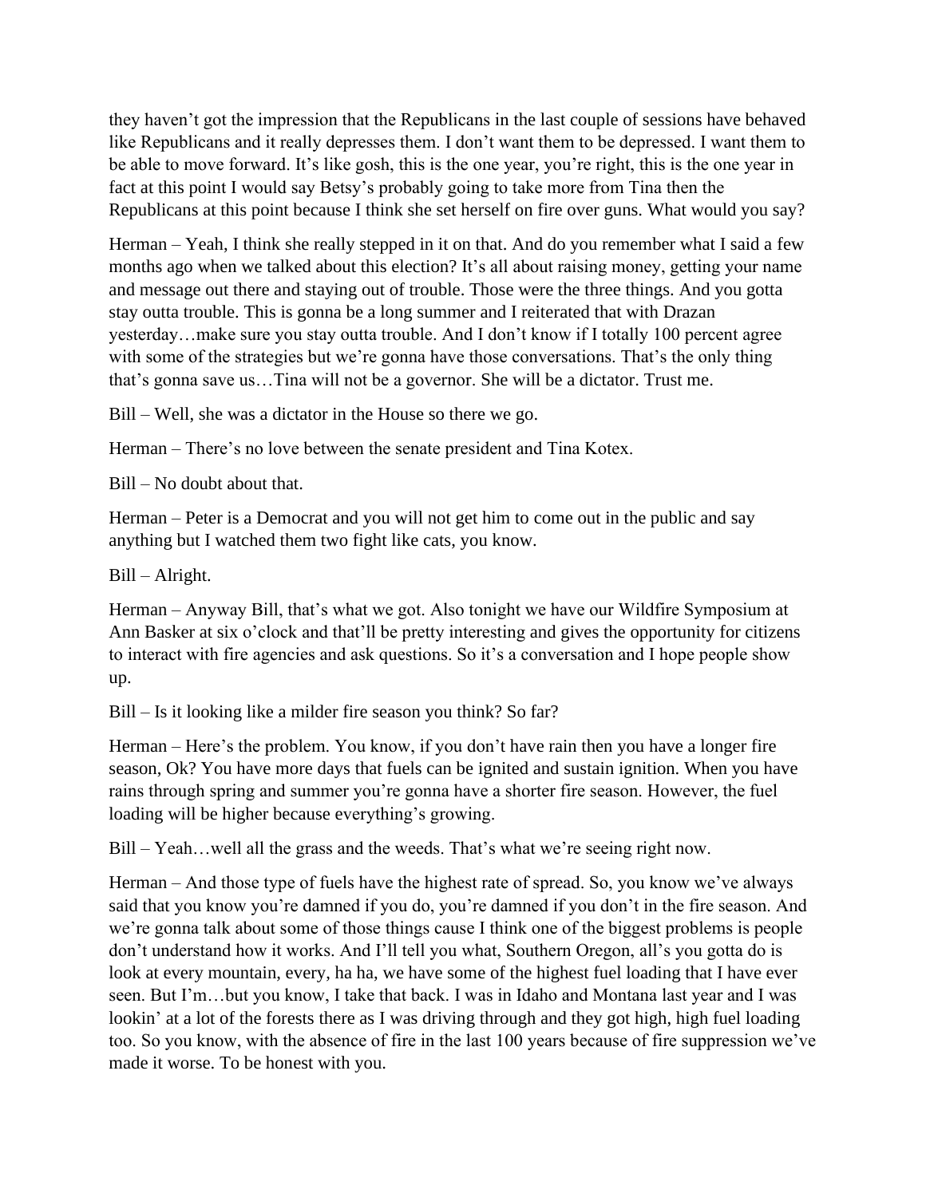they haven't got the impression that the Republicans in the last couple of sessions have behaved like Republicans and it really depresses them. I don't want them to be depressed. I want them to be able to move forward. It's like gosh, this is the one year, you're right, this is the one year in fact at this point I would say Betsy's probably going to take more from Tina then the Republicans at this point because I think she set herself on fire over guns. What would you say?

Herman – Yeah, I think she really stepped in it on that. And do you remember what I said a few months ago when we talked about this election? It's all about raising money, getting your name and message out there and staying out of trouble. Those were the three things. And you gotta stay outta trouble. This is gonna be a long summer and I reiterated that with Drazan yesterday…make sure you stay outta trouble. And I don't know if I totally 100 percent agree with some of the strategies but we're gonna have those conversations. That's the only thing that's gonna save us…Tina will not be a governor. She will be a dictator. Trust me.

Bill – Well, she was a dictator in the House so there we go.

Herman – There's no love between the senate president and Tina Kotex.

Bill – No doubt about that.

Herman – Peter is a Democrat and you will not get him to come out in the public and say anything but I watched them two fight like cats, you know.

Bill – Alright.

Herman – Anyway Bill, that's what we got. Also tonight we have our Wildfire Symposium at Ann Basker at six o'clock and that'll be pretty interesting and gives the opportunity for citizens to interact with fire agencies and ask questions. So it's a conversation and I hope people show up.

Bill – Is it looking like a milder fire season you think? So far?

Herman – Here's the problem. You know, if you don't have rain then you have a longer fire season, Ok? You have more days that fuels can be ignited and sustain ignition. When you have rains through spring and summer you're gonna have a shorter fire season. However, the fuel loading will be higher because everything's growing.

Bill – Yeah…well all the grass and the weeds. That's what we're seeing right now.

Herman – And those type of fuels have the highest rate of spread. So, you know we've always said that you know you're damned if you do, you're damned if you don't in the fire season. And we're gonna talk about some of those things cause I think one of the biggest problems is people don't understand how it works. And I'll tell you what, Southern Oregon, all's you gotta do is look at every mountain, every, ha ha, we have some of the highest fuel loading that I have ever seen. But I'm…but you know, I take that back. I was in Idaho and Montana last year and I was lookin' at a lot of the forests there as I was driving through and they got high, high fuel loading too. So you know, with the absence of fire in the last 100 years because of fire suppression we've made it worse. To be honest with you.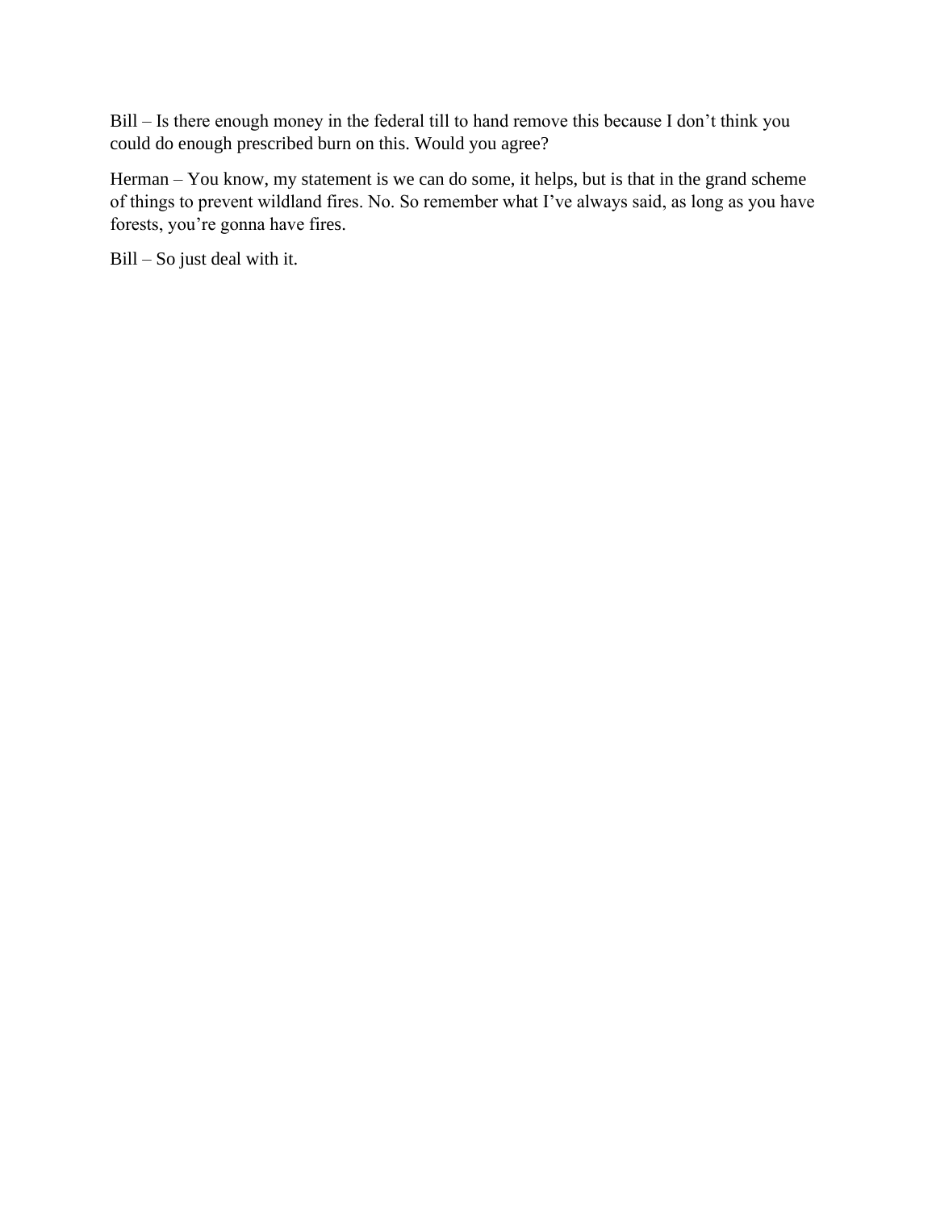Bill – Is there enough money in the federal till to hand remove this because I don't think you could do enough prescribed burn on this. Would you agree?

Herman – You know, my statement is we can do some, it helps, but is that in the grand scheme of things to prevent wildland fires. No. So remember what I've always said, as long as you have forests, you're gonna have fires.

Bill – So just deal with it.